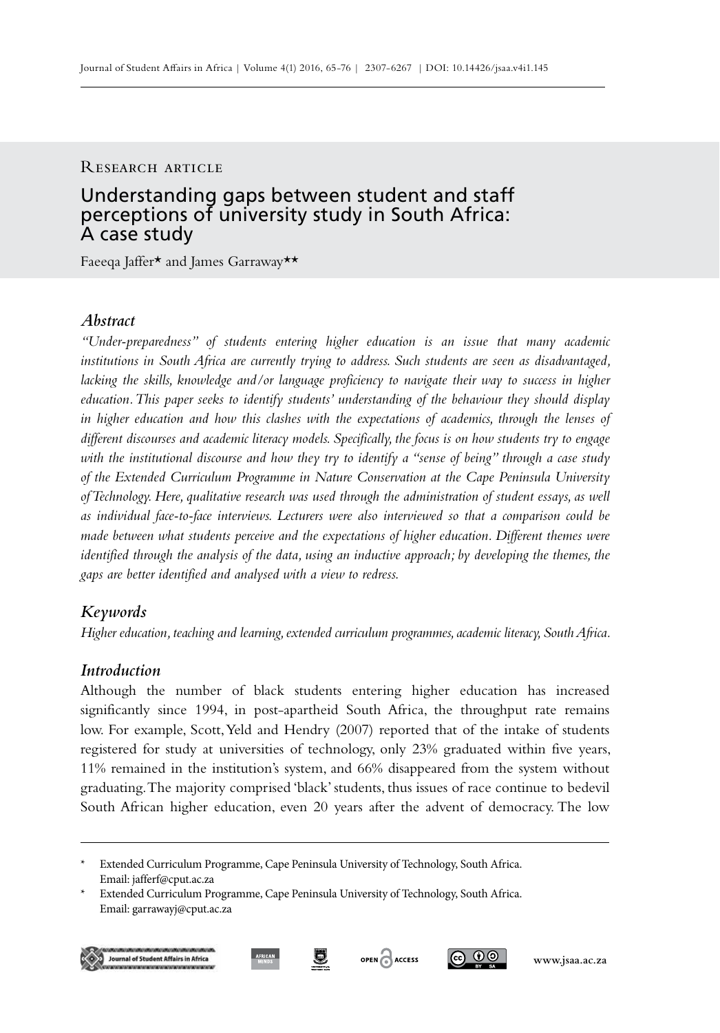Research article

# Understanding gaps between student and staff perceptions of university study in South Africa: A case study

Faeeqa Jaffer* and James Garraway**

## *Abstract*

*"Under-preparedness" of students entering higher education is an issue that many academic institutions in South Africa are currently trying to address. Such students are seen as disadvantaged, lacking the skills, knowledge and/or language proficiency to navigate their way to success in higher education. This paper seeks to identify students' understanding of the behaviour they should display in higher education and how this clashes with the expectations of academics, through the lenses of different discourses and academic literacy models. Specifically, the focus is on how students try to engage with the institutional discourse and how they try to identify a "sense of being" through a case study of the Extended Curriculum Programme in Nature Conservation at the Cape Peninsula University of Technology. Here, qualitative research was used through the administration of student essays, as well as individual face-to-face interviews. Lecturers were also interviewed so that a comparison could be made between what students perceive and the expectations of higher education. Different themes were identified through the analysis of the data, using an inductive approach; by developing the themes, the gaps are better identified and analysed with a view to redress.*

## *Keywords*

*Higher education, teaching and learning, extended curriculum programmes, academic literacy, South Africa.*

## *Introduction*

Although the number of black students entering higher education has increased significantly since 1994, in post-apartheid South Africa, the throughput rate remains low. For example, Scott, Yeld and Hendry (2007) reported that of the intake of students registered for study at universities of technology, only 23% graduated within five years, 11% remained in the institution's system, and 66% disappeared from the system without graduating. The majority comprised 'black' students, thus issues of race continue to bedevil South African higher education, even 20 years after the advent of democracy. The low

---

\* Extended Curriculum Programme, Cape Peninsula University of Technology, South Africa. Email: jafferf@cput.ac.za

\* Extended Curriculum Programme, Cape Peninsula University of Technology, South Africa. Email: garrawayj@cput.ac.za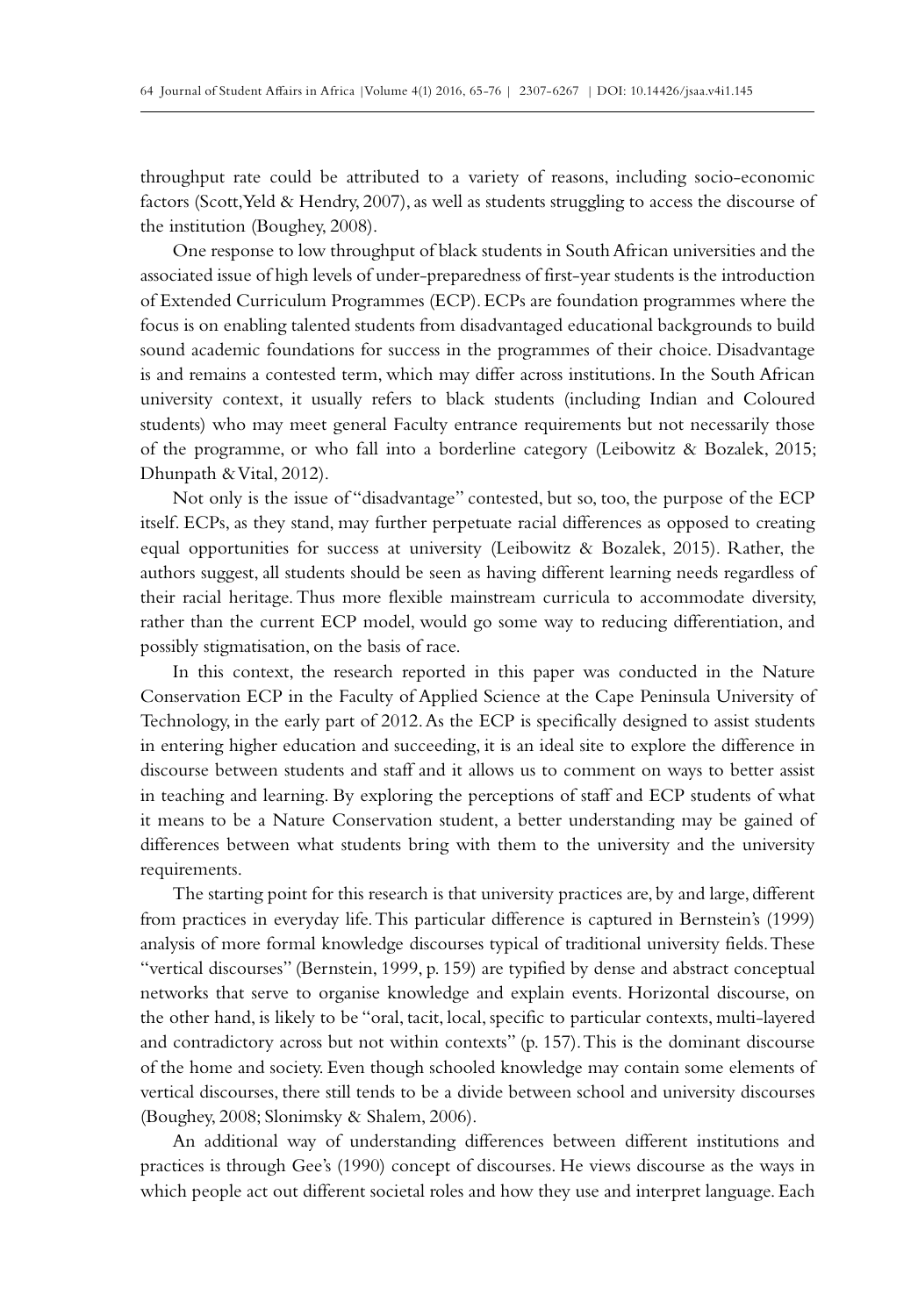throughput rate could be attributed to a variety of reasons, including socio-economic factors (Scott, Yeld & Hendry, 2007), as well as students struggling to access the discourse of the institution (Boughey, 2008).

One response to low throughput of black students in South African universities and the associated issue of high levels of under-preparedness of first-year students is the introduction of Extended Curriculum Programmes (ECP). ECPs are foundation programmes where the focus is on enabling talented students from disadvantaged educational backgrounds to build sound academic foundations for success in the programmes of their choice. Disadvantage is and remains a contested term, which may differ across institutions. In the South African university context, it usually refers to black students (including Indian and Coloured students) who may meet general Faculty entrance requirements but not necessarily those of the programme, or who fall into a borderline category (Leibowitz & Bozalek, 2015; Dhunpath & Vital, 2012).

Not only is the issue of "disadvantage" contested, but so, too, the purpose of the ECP itself. ECPs, as they stand, may further perpetuate racial differences as opposed to creating equal opportunities for success at university (Leibowitz & Bozalek, 2015). Rather, the authors suggest, all students should be seen as having different learning needs regardless of their racial heritage. Thus more flexible mainstream curricula to accommodate diversity, rather than the current ECP model, would go some way to reducing differentiation, and possibly stigmatisation, on the basis of race.

In this context, the research reported in this paper was conducted in the Nature Conservation ECP in the Faculty of Applied Science at the Cape Peninsula University of Technology, in the early part of 2012. As the ECP is specifically designed to assist students in entering higher education and succeeding, it is an ideal site to explore the difference in discourse between students and staff and it allows us to comment on ways to better assist in teaching and learning. By exploring the perceptions of staff and ECP students of what it means to be a Nature Conservation student, a better understanding may be gained of differences between what students bring with them to the university and the university requirements.

The starting point for this research is that university practices are, by and large, different from practices in everyday life. This particular difference is captured in Bernstein's (1999) analysis of more formal knowledge discourses typical of traditional university fields. These "vertical discourses" (Bernstein, 1999, p. 159) are typified by dense and abstract conceptual networks that serve to organise knowledge and explain events. Horizontal discourse, on the other hand, is likely to be "oral, tacit, local, specific to particular contexts, multi-layered and contradictory across but not within contexts" (p. 157). This is the dominant discourse of the home and society. Even though schooled knowledge may contain some elements of vertical discourses, there still tends to be a divide between school and university discourses (Boughey, 2008; Slonimsky & Shalem, 2006).

An additional way of understanding differences between different institutions and practices is through Gee's (1990) concept of discourses. He views discourse as the ways in which people act out different societal roles and how they use and interpret language. Each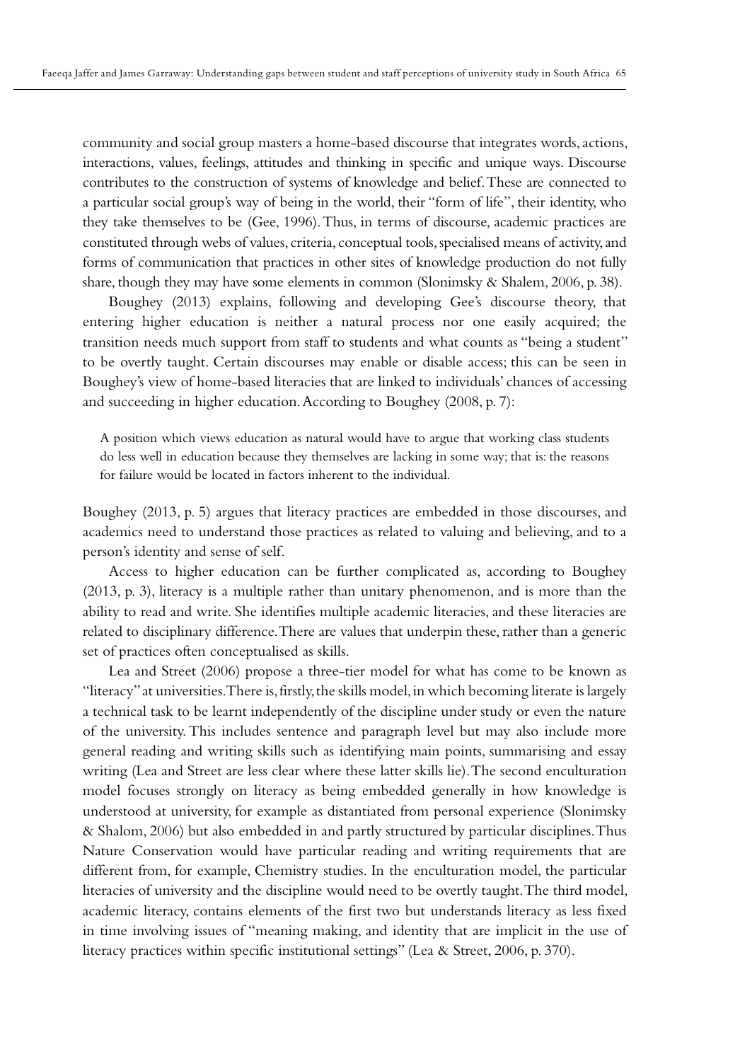community and social group masters a home-based discourse that integrates words, actions, interactions, values, feelings, attitudes and thinking in specific and unique ways. Discourse contributes to the construction of systems of knowledge and belief. These are connected to a particular social group's way of being in the world, their "form of life", their identity, who they take themselves to be (Gee, 1996). Thus, in terms of discourse, academic practices are constituted through webs of values, criteria, conceptual tools, specialised means of activity, and forms of communication that practices in other sites of knowledge production do not fully share, though they may have some elements in common (Slonimsky & Shalem, 2006, p. 38).

Boughey (2013) explains, following and developing Gee's discourse theory, that entering higher education is neither a natural process nor one easily acquired; the transition needs much support from staff to students and what counts as "being a student" to be overtly taught. Certain discourses may enable or disable access; this can be seen in Boughey's view of home-based literacies that are linked to individuals' chances of accessing and succeeding in higher education. According to Boughey (2008, p. 7):

> A position which views education as natural would have to argue that working class students do less well in education because they themselves are lacking in some way; that is: the reasons for failure would be located in factors inherent to the individual.

Boughey (2013, p. 5) argues that literacy practices are embedded in those discourses, and academics need to understand those practices as related to valuing and believing, and to a person's identity and sense of self.

Access to higher education can be further complicated as, according to Boughey (2013, p. 3), literacy is a multiple rather than unitary phenomenon, and is more than the ability to read and write. She identifies multiple academic literacies, and these literacies are related to disciplinary difference. There are values that underpin these, rather than a generic set of practices often conceptualised as skills.

Lea and Street (2006) propose a three-tier model for what has come to be known as "literacy" at universities. There is, firstly, the skills model, in which becoming literate is largely a technical task to be learnt independently of the discipline under study or even the nature of the university. This includes sentence and paragraph level but may also include more general reading and writing skills such as identifying main points, summarising and essay writing (Lea and Street are less clear where these latter skills lie). The second enculturation model focuses strongly on literacy as being embedded generally in how knowledge is understood at university, for example as distantiated from personal experience (Slonimsky & Shalom, 2006) but also embedded in and partly structured by particular disciplines. Thus Nature Conservation would have particular reading and writing requirements that are different from, for example, Chemistry studies. In the enculturation model, the particular literacies of university and the discipline would need to be overtly taught. The third model, academic literacy, contains elements of the first two but understands literacy as less fixed in time involving issues of "meaning making, and identity that are implicit in the use of literacy practices within specific institutional settings" (Lea & Street, 2006, p. 370).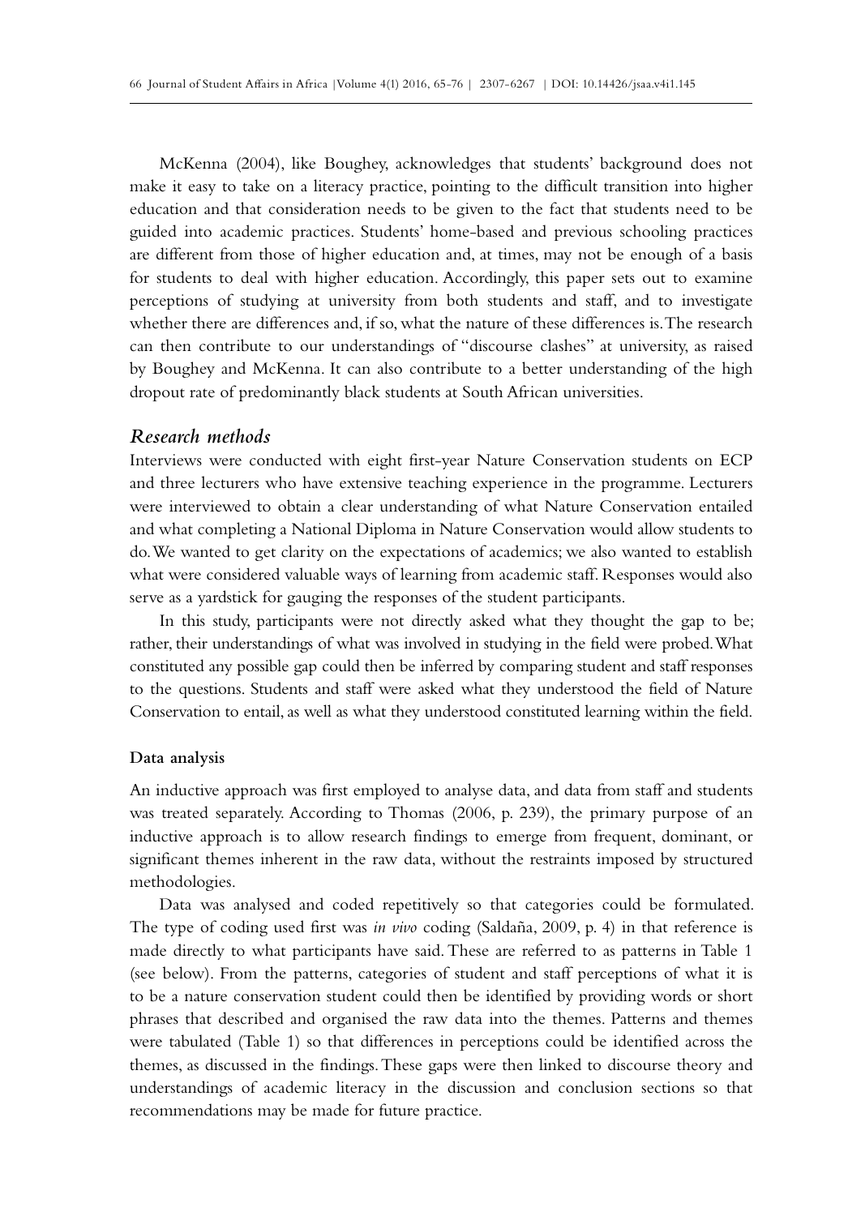McKenna (2004), like Boughey, acknowledges that students' background does not make it easy to take on a literacy practice, pointing to the difficult transition into higher education and that consideration needs to be given to the fact that students need to be guided into academic practices. Students' home-based and previous schooling practices are different from those of higher education and, at times, may not be enough of a basis for students to deal with higher education. Accordingly, this paper sets out to examine perceptions of studying at university from both students and staff, and to investigate whether there are differences and, if so, what the nature of these differences is. The research can then contribute to our understandings of "discourse clashes" at university, as raised by Boughey and McKenna. It can also contribute to a better understanding of the high dropout rate of predominantly black students at South African universities.

## *Research methods*

Interviews were conducted with eight first-year Nature Conservation students on ECP and three lecturers who have extensive teaching experience in the programme. Lecturers were interviewed to obtain a clear understanding of what Nature Conservation entailed and what completing a National Diploma in Nature Conservation would allow students to do. We wanted to get clarity on the expectations of academics; we also wanted to establish what were considered valuable ways of learning from academic staff. Responses would also serve as a yardstick for gauging the responses of the student participants.

In this study, participants were not directly asked what they thought the gap to be; rather, their understandings of what was involved in studying in the field were probed. What constituted any possible gap could then be inferred by comparing student and staff responses to the questions. Students and staff were asked what they understood the field of Nature Conservation to entail, as well as what they understood constituted learning within the field.

### Data analysis

An inductive approach was first employed to analyse data, and data from staff and students was treated separately. According to Thomas (2006, p. 239), the primary purpose of an inductive approach is to allow research findings to emerge from frequent, dominant, or significant themes inherent in the raw data, without the restraints imposed by structured methodologies.

Data was analysed and coded repetitively so that categories could be formulated. The type of coding used first was *in vivo* coding (Saldaña, 2009, p. 4) in that reference is made directly to what participants have said. These are referred to as patterns in Table 1 (see below). From the patterns, categories of student and staff perceptions of what it is to be a nature conservation student could then be identified by providing words or short phrases that described and organised the raw data into the themes. Patterns and themes were tabulated (Table 1) so that differences in perceptions could be identified across the themes, as discussed in the findings. These gaps were then linked to discourse theory and understandings of academic literacy in the discussion and conclusion sections so that recommendations may be made for future practice.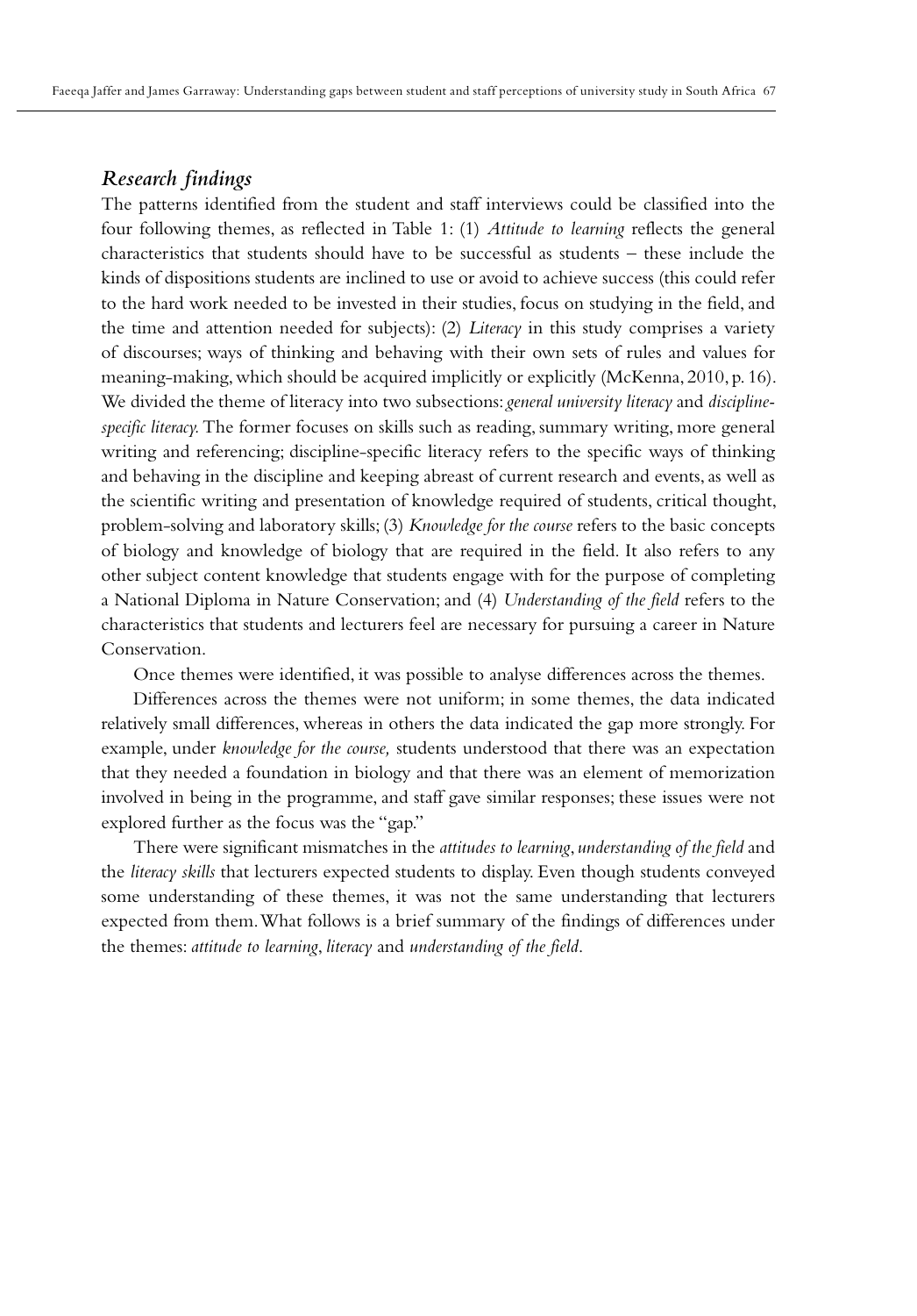## *Research findings*

The patterns identified from the student and staff interviews could be classified into the four following themes, as reflected in Table 1: (1) *Attitude to learning* reflects the general characteristics that students should have to be successful as students – these include the kinds of dispositions students are inclined to use or avoid to achieve success (this could refer to the hard work needed to be invested in their studies, focus on studying in the field, and the time and attention needed for subjects): (2) *Literacy* in this study comprises a variety of discourses; ways of thinking and behaving with their own sets of rules and values for meaning-making, which should be acquired implicitly or explicitly (McKenna, 2010, p. 16). We divided the theme of literacy into two subsections: *general university literacy* and *discipline-specific literacy.* The former focuses on skills such as reading, summary writing, more general writing and referencing; discipline-specific literacy refers to the specific ways of thinking and behaving in the discipline and keeping abreast of current research and events, as well as the scientific writing and presentation of knowledge required of students, critical thought, problem-solving and laboratory skills; (3) *Knowledge for the course* refers to the basic concepts of biology and knowledge of biology that are required in the field. It also refers to any other subject content knowledge that students engage with for the purpose of completing a National Diploma in Nature Conservation; and (4) *Understanding of the field* refers to the characteristics that students and lecturers feel are necessary for pursuing a career in Nature Conservation.

Once themes were identified, it was possible to analyse differences across the themes.

Differences across the themes were not uniform; in some themes, the data indicated relatively small differences, whereas in others the data indicated the gap more strongly. For example, under *knowledge for the course,* students understood that there was an expectation that they needed a foundation in biology and that there was an element of memorization involved in being in the programme, and staff gave similar responses; these issues were not explored further as the focus was the "gap."

There were significant mismatches in the *attitudes to learning*, *understanding of the field* and the *literacy skills* that lecturers expected students to display. Even though students conveyed some understanding of these themes, it was not the same understanding that lecturers expected from them. What follows is a brief summary of the findings of differences under the themes: *attitude to learning*, *literacy* and *understanding of the field*.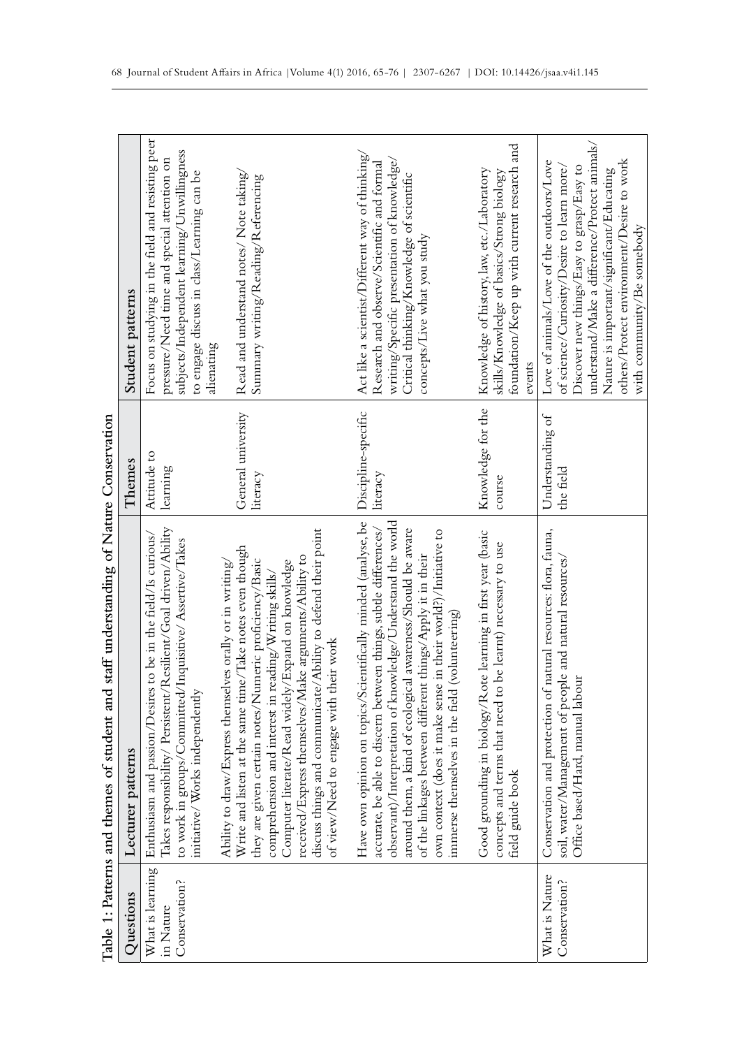**Table 1: Patterns and themes of student and staff understanding of Nature Conservation**

| Questions | Lecturer patterns | Themes | Student patterns |
|---|---|---|---|
| What is learning in Nature Conservation? | Enthusiasm and passion/Desires to be in the field/Is curious/Takes responsibility/ Persistent/Resilient/Goal driven/Ability to work in groups/Committed/Inquisitive/ Assertive/Takes initiative/Works independently | Attitude to learning | Focus on studying in the field and resisting peer pressure/Need time and special attention on subjects/Independent learning/Unwillingness to engage discuss in class/Learning can be alienating |
| | Ability to draw/Express themselves orally or in writing/ Write and listen at the same time/Take notes even though they are given certain notes/Numeric proficiency/Basic comprehension and interest in reading/Writing skills/ Computer literate/Read widely/Expand on knowledge received/Express themselves/Make arguments/Ability to discuss things and communicate/Ability to defend their point of view/Need to engage with their work | General university literacy | Read and understand notes/ Note taking/ Summary writing/Reading/Referencing |
| | Have own opinion on topics/Scientifically minded (analyse, be accurate, be able to discern between things, subtle differences/ observant)/Interpretation of knowledge/Understand the world around them, a kind of ecological awareness/Should be aware of the linkages between different things/Apply it in their own context (does it make sense in their world?)/Initiative to immerse themselves in the field (volunteering) | Discipline-specific literacy | Act like a scientist/Different way of thinking/ Research and observe/Scientific and formal writing/Specific presentation of knowledge/ Critical thinking/Knowledge of scientific concepts/Live what you study |
| | Good grounding in biology/Rote learning in first year (basic concepts and terms that need to be learnt) necessary to use field guide book | Knowledge for the course | Knowledge of history, law, etc./Laboratory skills/Knowledge of basics/Strong biology foundation/Keep up with current research and events |
| What is Nature Conservation? | Conservation and protection of natural resources: flora, fauna, soil, water/Management of people and natural resources/ Office based/Hard, manual labour | Understanding of the field | Love of animals/Love of the outdoors/Love of science/Curiosity/Desire to learn more/ Discover new things/Easy to grasp/Easy to understand/Make a difference/Protect animals/ Nature is important/significant/Educating others/Protect environment/Desire to work with community/Be somebody |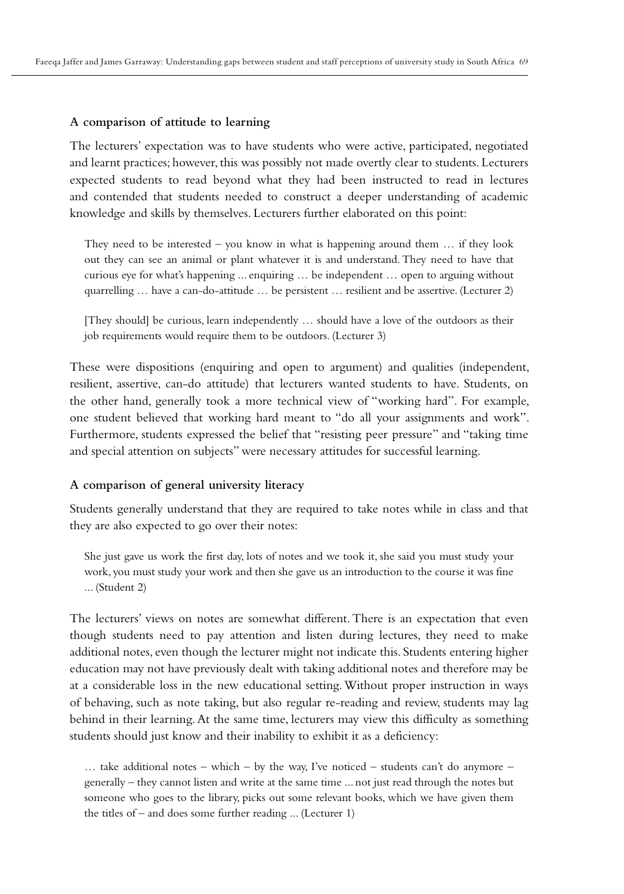### A comparison of attitude to learning

The lecturers' expectation was to have students who were active, participated, negotiated and learnt practices; however, this was possibly not made overtly clear to students. Lecturers expected students to read beyond what they had been instructed to read in lectures and contended that students needed to construct a deeper understanding of academic knowledge and skills by themselves. Lecturers further elaborated on this point:

> They need to be interested – you know in what is happening around them … if they look out they can see an animal or plant whatever it is and understand. They need to have that curious eye for what's happening ... enquiring … be independent … open to arguing without quarrelling … have a can-do-attitude … be persistent … resilient and be assertive. (Lecturer 2)

> [They should] be curious, learn independently … should have a love of the outdoors as their job requirements would require them to be outdoors. (Lecturer 3)

These were dispositions (enquiring and open to argument) and qualities (independent, resilient, assertive, can-do attitude) that lecturers wanted students to have. Students, on the other hand, generally took a more technical view of "working hard". For example, one student believed that working hard meant to "do all your assignments and work". Furthermore, students expressed the belief that "resisting peer pressure" and "taking time and special attention on subjects" were necessary attitudes for successful learning.

### A comparison of general university literacy

Students generally understand that they are required to take notes while in class and that they are also expected to go over their notes:

> She just gave us work the first day, lots of notes and we took it, she said you must study your work, you must study your work and then she gave us an introduction to the course it was fine ... (Student 2)

The lecturers' views on notes are somewhat different. There is an expectation that even though students need to pay attention and listen during lectures, they need to make additional notes, even though the lecturer might not indicate this. Students entering higher education may not have previously dealt with taking additional notes and therefore may be at a considerable loss in the new educational setting. Without proper instruction in ways of behaving, such as note taking, but also regular re-reading and review, students may lag behind in their learning. At the same time, lecturers may view this difficulty as something students should just know and their inability to exhibit it as a deficiency:

> … take additional notes – which – by the way, I've noticed – students can't do anymore – generally – they cannot listen and write at the same time ... not just read through the notes but someone who goes to the library, picks out some relevant books, which we have given them the titles of – and does some further reading ... (Lecturer 1)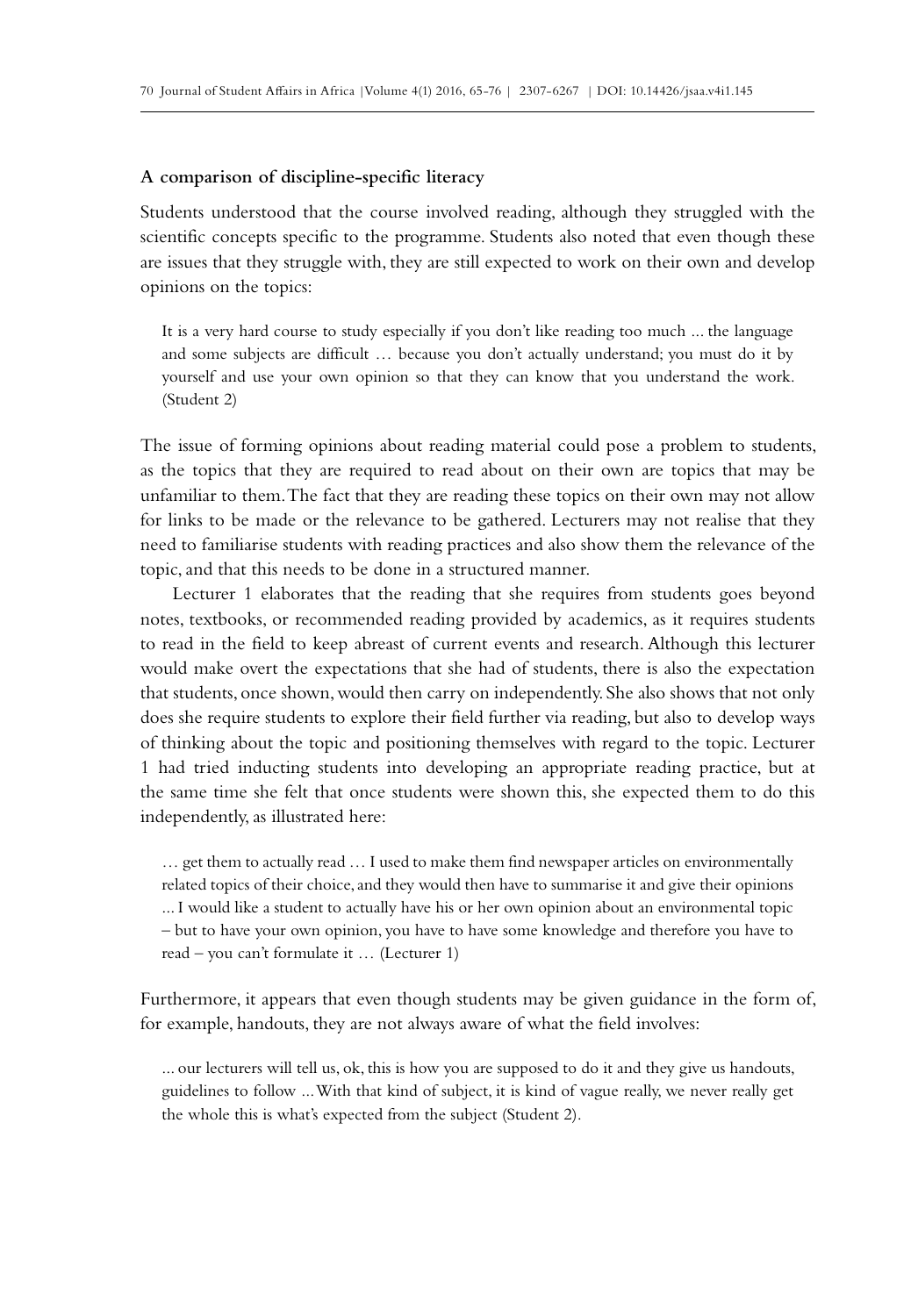**A comparison of discipline-specific literacy**

Students understood that the course involved reading, although they struggled with the scientific concepts specific to the programme. Students also noted that even though these are issues that they struggle with, they are still expected to work on their own and develop opinions on the topics:

> It is a very hard course to study especially if you don't like reading too much ... the language and some subjects are difficult … because you don't actually understand; you must do it by yourself and use your own opinion so that they can know that you understand the work. (Student 2)

The issue of forming opinions about reading material could pose a problem to students, as the topics that they are required to read about on their own are topics that may be unfamiliar to them. The fact that they are reading these topics on their own may not allow for links to be made or the relevance to be gathered. Lecturers may not realise that they need to familiarise students with reading practices and also show them the relevance of the topic, and that this needs to be done in a structured manner.

Lecturer 1 elaborates that the reading that she requires from students goes beyond notes, textbooks, or recommended reading provided by academics, as it requires students to read in the field to keep abreast of current events and research. Although this lecturer would make overt the expectations that she had of students, there is also the expectation that students, once shown, would then carry on independently. She also shows that not only does she require students to explore their field further via reading, but also to develop ways of thinking about the topic and positioning themselves with regard to the topic. Lecturer 1 had tried inducting students into developing an appropriate reading practice, but at the same time she felt that once students were shown this, she expected them to do this independently, as illustrated here:

> … get them to actually read … I used to make them find newspaper articles on environmentally related topics of their choice, and they would then have to summarise it and give their opinions ... I would like a student to actually have his or her own opinion about an environmental topic – but to have your own opinion, you have to have some knowledge and therefore you have to read – you can't formulate it … (Lecturer 1)

Furthermore, it appears that even though students may be given guidance in the form of, for example, handouts, they are not always aware of what the field involves:

> ... our lecturers will tell us, ok, this is how you are supposed to do it and they give us handouts, guidelines to follow ... With that kind of subject, it is kind of vague really, we never really get the whole this is what's expected from the subject (Student 2).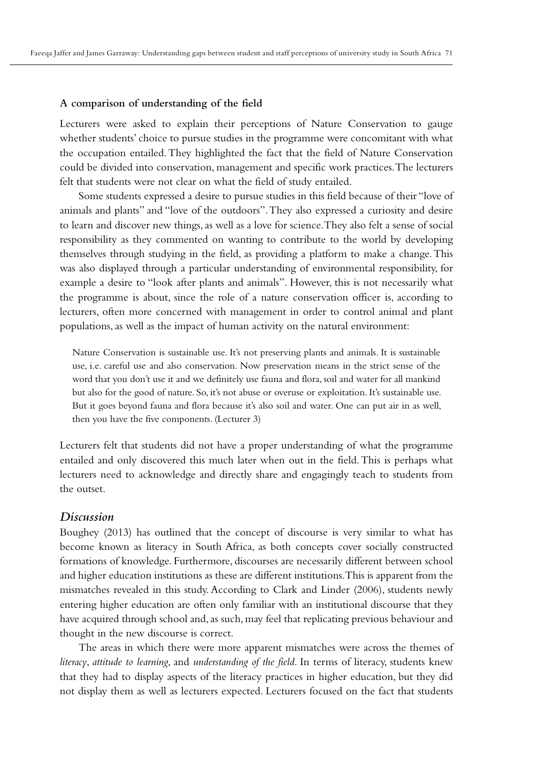**A comparison of understanding of the field**

Lecturers were asked to explain their perceptions of Nature Conservation to gauge whether students' choice to pursue studies in the programme were concomitant with what the occupation entailed. They highlighted the fact that the field of Nature Conservation could be divided into conservation, management and specific work practices. The lecturers felt that students were not clear on what the field of study entailed.

Some students expressed a desire to pursue studies in this field because of their "love of animals and plants" and "love of the outdoors". They also expressed a curiosity and desire to learn and discover new things, as well as a love for science. They also felt a sense of social responsibility as they commented on wanting to contribute to the world by developing themselves through studying in the field, as providing a platform to make a change. This was also displayed through a particular understanding of environmental responsibility, for example a desire to "look after plants and animals". However, this is not necessarily what the programme is about, since the role of a nature conservation officer is, according to lecturers, often more concerned with management in order to control animal and plant populations, as well as the impact of human activity on the natural environment:

> Nature Conservation is sustainable use. It's not preserving plants and animals. It is sustainable use, i.e. careful use and also conservation. Now preservation means in the strict sense of the word that you don't use it and we definitely use fauna and flora, soil and water for all mankind but also for the good of nature. So, it's not abuse or overuse or exploitation. It's sustainable use. But it goes beyond fauna and flora because it's also soil and water. One can put air in as well, then you have the five components. (Lecturer 3)

Lecturers felt that students did not have a proper understanding of what the programme entailed and only discovered this much later when out in the field. This is perhaps what lecturers need to acknowledge and directly share and engagingly teach to students from the outset.

## *Discussion*

Boughey (2013) has outlined that the concept of discourse is very similar to what has become known as literacy in South Africa, as both concepts cover socially constructed formations of knowledge. Furthermore, discourses are necessarily different between school and higher education institutions as these are different institutions. This is apparent from the mismatches revealed in this study. According to Clark and Linder (2006), students newly entering higher education are often only familiar with an institutional discourse that they have acquired through school and, as such, may feel that replicating previous behaviour and thought in the new discourse is correct.

The areas in which there were more apparent mismatches were across the themes of *literacy*, *attitude to learning*, and *understanding of the field*. In terms of literacy, students knew that they had to display aspects of the literacy practices in higher education, but they did not display them as well as lecturers expected. Lecturers focused on the fact that students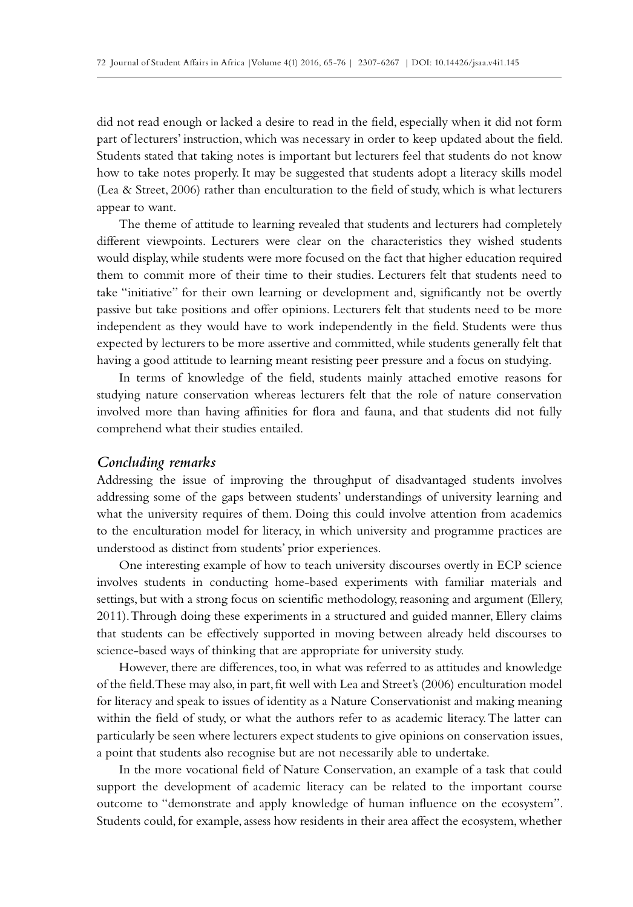did not read enough or lacked a desire to read in the field, especially when it did not form part of lecturers' instruction, which was necessary in order to keep updated about the field. Students stated that taking notes is important but lecturers feel that students do not know how to take notes properly. It may be suggested that students adopt a literacy skills model (Lea & Street, 2006) rather than enculturation to the field of study, which is what lecturers appear to want.

The theme of attitude to learning revealed that students and lecturers had completely different viewpoints. Lecturers were clear on the characteristics they wished students would display, while students were more focused on the fact that higher education required them to commit more of their time to their studies. Lecturers felt that students need to take "initiative" for their own learning or development and, significantly not be overtly passive but take positions and offer opinions. Lecturers felt that students need to be more independent as they would have to work independently in the field. Students were thus expected by lecturers to be more assertive and committed, while students generally felt that having a good attitude to learning meant resisting peer pressure and a focus on studying.

In terms of knowledge of the field, students mainly attached emotive reasons for studying nature conservation whereas lecturers felt that the role of nature conservation involved more than having affinities for flora and fauna, and that students did not fully comprehend what their studies entailed.

## *Concluding remarks*

Addressing the issue of improving the throughput of disadvantaged students involves addressing some of the gaps between students' understandings of university learning and what the university requires of them. Doing this could involve attention from academics to the enculturation model for literacy, in which university and programme practices are understood as distinct from students' prior experiences.

One interesting example of how to teach university discourses overtly in ECP science involves students in conducting home-based experiments with familiar materials and settings, but with a strong focus on scientific methodology, reasoning and argument (Ellery, 2011). Through doing these experiments in a structured and guided manner, Ellery claims that students can be effectively supported in moving between already held discourses to science-based ways of thinking that are appropriate for university study.

However, there are differences, too, in what was referred to as attitudes and knowledge of the field. These may also, in part, fit well with Lea and Street's (2006) enculturation model for literacy and speak to issues of identity as a Nature Conservationist and making meaning within the field of study, or what the authors refer to as academic literacy. The latter can particularly be seen where lecturers expect students to give opinions on conservation issues, a point that students also recognise but are not necessarily able to undertake.

In the more vocational field of Nature Conservation, an example of a task that could support the development of academic literacy can be related to the important course outcome to "demonstrate and apply knowledge of human influence on the ecosystem". Students could, for example, assess how residents in their area affect the ecosystem, whether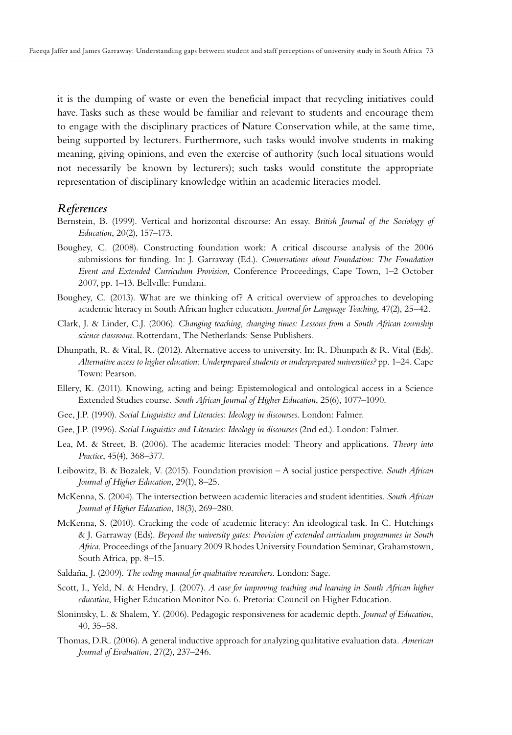it is the dumping of waste or even the beneficial impact that recycling initiatives could have. Tasks such as these would be familiar and relevant to students and encourage them to engage with the disciplinary practices of Nature Conservation while, at the same time, being supported by lecturers. Furthermore, such tasks would involve students in making meaning, giving opinions, and even the exercise of authority (such local situations would not necessarily be known by lecturers); such tasks would constitute the appropriate representation of disciplinary knowledge within an academic literacies model.

## *References*

Bernstein, B. (1999). Vertical and horizontal discourse: An essay. *British Journal of the Sociology of Education*, 20(2), 157–173.

Boughey, C. (2008). Constructing foundation work: A critical discourse analysis of the 2006 submissions for funding. In: J. Garraway (Ed.). *Conversations about Foundation: The Foundation Event and Extended Curriculum Provision*, Conference Proceedings, Cape Town, 1–2 October 2007, pp. 1–13. Bellville: Fundani.

Boughey, C. (2013). What are we thinking of? A critical overview of approaches to developing academic literacy in South African higher education. *Journal for Language Teaching*, 47(2), 25–42.

Clark, J. & Linder, C.J. (2006). *Changing teaching, changing times: Lessons from a South African township science classroom*. Rotterdam, The Netherlands: Sense Publishers.

Dhunpath, R. & Vital, R. (2012). Alternative access to university. In: R. Dhunpath & R. Vital (Eds). *Alternative access to higher education: Underprepared students or underprepared universities?* pp. 1–24. Cape Town: Pearson.

Ellery, K. (2011). Knowing, acting and being: Epistemological and ontological access in a Science Extended Studies course. *South African Journal of Higher Education*, 25(6), 1077–1090.

Gee, J.P. (1990). *Social Linguistics and Literacies: Ideology in discourses*. London: Falmer.

Gee, J.P. (1996). *Social Linguistics and Literacies: Ideology in discourses* (2nd ed.). London: Falmer.

Lea, M. & Street, B. (2006). The academic literacies model: Theory and applications. *Theory into Practice*, 45(4), 368–377.

Leibowitz, B. & Bozalek, V. (2015). Foundation provision – A social justice perspective. *South African Journal of Higher Education*, 29(1), 8–25.

McKenna, S. (2004). The intersection between academic literacies and student identities. *South African Journal of Higher Education*, 18(3), 269–280.

McKenna, S. (2010). Cracking the code of academic literacy: An ideological task. In C. Hutchings & J. Garraway (Eds). *Beyond the university gates: Provision of extended curriculum programmes in South Africa*. Proceedings of the January 2009 Rhodes University Foundation Seminar, Grahamstown, South Africa, pp. 8–15.

Saldaña, J. (2009). *The coding manual for qualitative researchers*. London: Sage.

Scott, I., Yeld, N. & Hendry, J. (2007). *A case for improving teaching and learning in South African higher education*, Higher Education Monitor No. 6. Pretoria: Council on Higher Education.

Slonimsky, L. & Shalem, Y. (2006). Pedagogic responsiveness for academic depth. *Journal of Education*, 40, 35–58.

Thomas, D.R. (2006). A general inductive approach for analyzing qualitative evaluation data. *American Journal of Evaluation,* 27(2), 237–246.